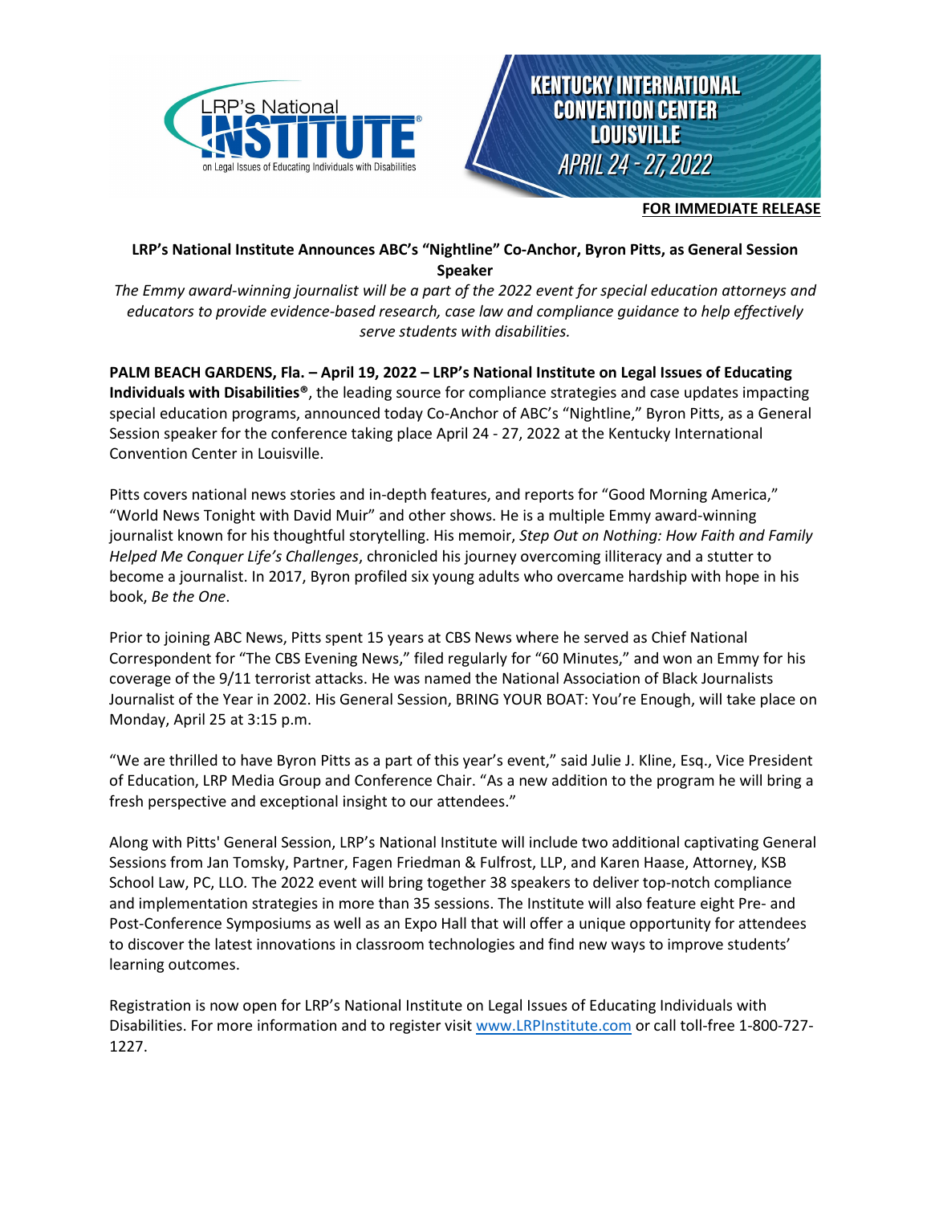LRP's National INSTITUTE® on Legal Issues of Educating Individuals with Disabilities

KENTUCKY INTERNATIONAL CONVENTION CENTER LOUISVILLE APRIL 24 - 27, 2022

**FOR IMMEDIATE RELEASE**

**LRP's National Institute Announces ABC's "Nightline" Co-Anchor, Byron Pitts, as General Session Speaker**

*The Emmy award-winning journalist will be a part of the 2022 event for special education attorneys and educators to provide evidence-based research, case law and compliance guidance to help effectively serve students with disabilities.*

**PALM BEACH GARDENS, Fla. – April 19, 2022 – LRP's National Institute on Legal Issues of Educating Individuals with Disabilities®**, the leading source for compliance strategies and case updates impacting special education programs, announced today Co-Anchor of ABC's "Nightline," Byron Pitts, as a General Session speaker for the conference taking place April 24 - 27, 2022 at the Kentucky International Convention Center in Louisville.

Pitts covers national news stories and in-depth features, and reports for "Good Morning America," "World News Tonight with David Muir" and other shows. He is a multiple Emmy award-winning journalist known for his thoughtful storytelling. His memoir, *Step Out on Nothing: How Faith and Family Helped Me Conquer Life's Challenges*, chronicled his journey overcoming illiteracy and a stutter to become a journalist. In 2017, Byron profiled six young adults who overcame hardship with hope in his book, *Be the One*.

Prior to joining ABC News, Pitts spent 15 years at CBS News where he served as Chief National Correspondent for "The CBS Evening News," filed regularly for "60 Minutes," and won an Emmy for his coverage of the 9/11 terrorist attacks. He was named the National Association of Black Journalists Journalist of the Year in 2002. His General Session, BRING YOUR BOAT: You're Enough, will take place on Monday, April 25 at 3:15 p.m.

"We are thrilled to have Byron Pitts as a part of this year's event," said Julie J. Kline, Esq., Vice President of Education, LRP Media Group and Conference Chair. "As a new addition to the program he will bring a fresh perspective and exceptional insight to our attendees."

Along with Pitts' General Session, LRP's National Institute will include two additional captivating General Sessions from Jan Tomsky, Partner, Fagen Friedman & Fulfrost, LLP, and Karen Haase, Attorney, KSB School Law, PC, LLO. The 2022 event will bring together 38 speakers to deliver top-notch compliance and implementation strategies in more than 35 sessions. The Institute will also feature eight Pre- and Post-Conference Symposiums as well as an Expo Hall that will offer a unique opportunity for attendees to discover the latest innovations in classroom technologies and find new ways to improve students' learning outcomes.

Registration is now open for LRP's National Institute on Legal Issues of Educating Individuals with Disabilities. For more information and to register visit [www.LRPInstitute.com](http://www.LRPInstitute.com) or call toll-free 1-800-727-1227.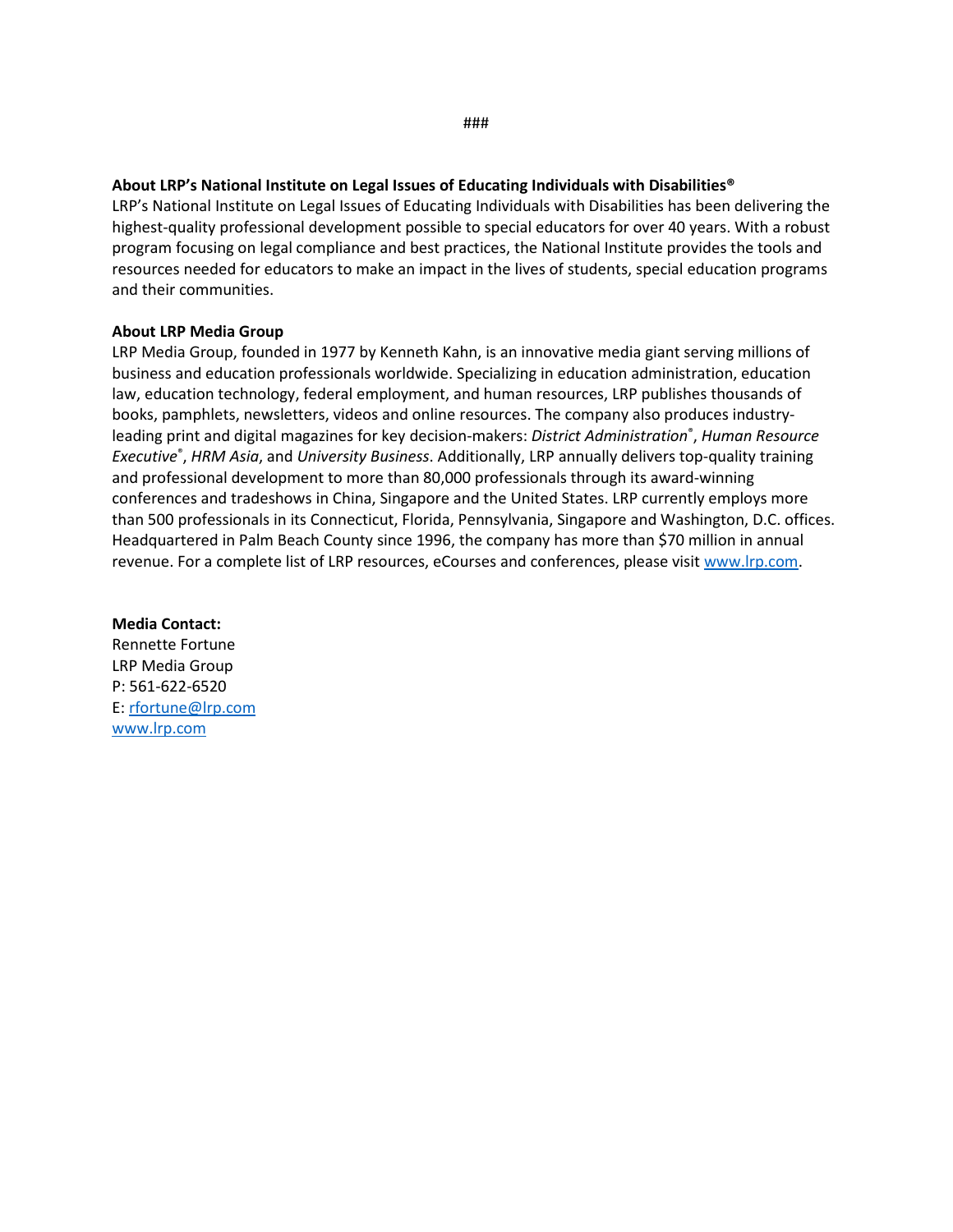###

**About LRP's National Institute on Legal Issues of Educating Individuals with Disabilities®**
LRP's National Institute on Legal Issues of Educating Individuals with Disabilities has been delivering the highest-quality professional development possible to special educators for over 40 years. With a robust program focusing on legal compliance and best practices, the National Institute provides the tools and resources needed for educators to make an impact in the lives of students, special education programs and their communities.

**About LRP Media Group**
LRP Media Group, founded in 1977 by Kenneth Kahn, is an innovative media giant serving millions of business and education professionals worldwide. Specializing in education administration, education law, education technology, federal employment, and human resources, LRP publishes thousands of books, pamphlets, newsletters, videos and online resources. The company also produces industry-leading print and digital magazines for key decision-makers: *District Administration®*, *Human Resource Executive®*, *HRM Asia*, and *University Business*. Additionally, LRP annually delivers top-quality training and professional development to more than 80,000 professionals through its award-winning conferences and tradeshows in China, Singapore and the United States. LRP currently employs more than 500 professionals in its Connecticut, Florida, Pennsylvania, Singapore and Washington, D.C. offices. Headquartered in Palm Beach County since 1996, the company has more than $70 million in annual revenue. For a complete list of LRP resources, eCourses and conferences, please visit www.lrp.com.

**Media Contact:**
Rennette Fortune
LRP Media Group
P: 561-622-6520
E: rfortune@lrp.com
www.lrp.com